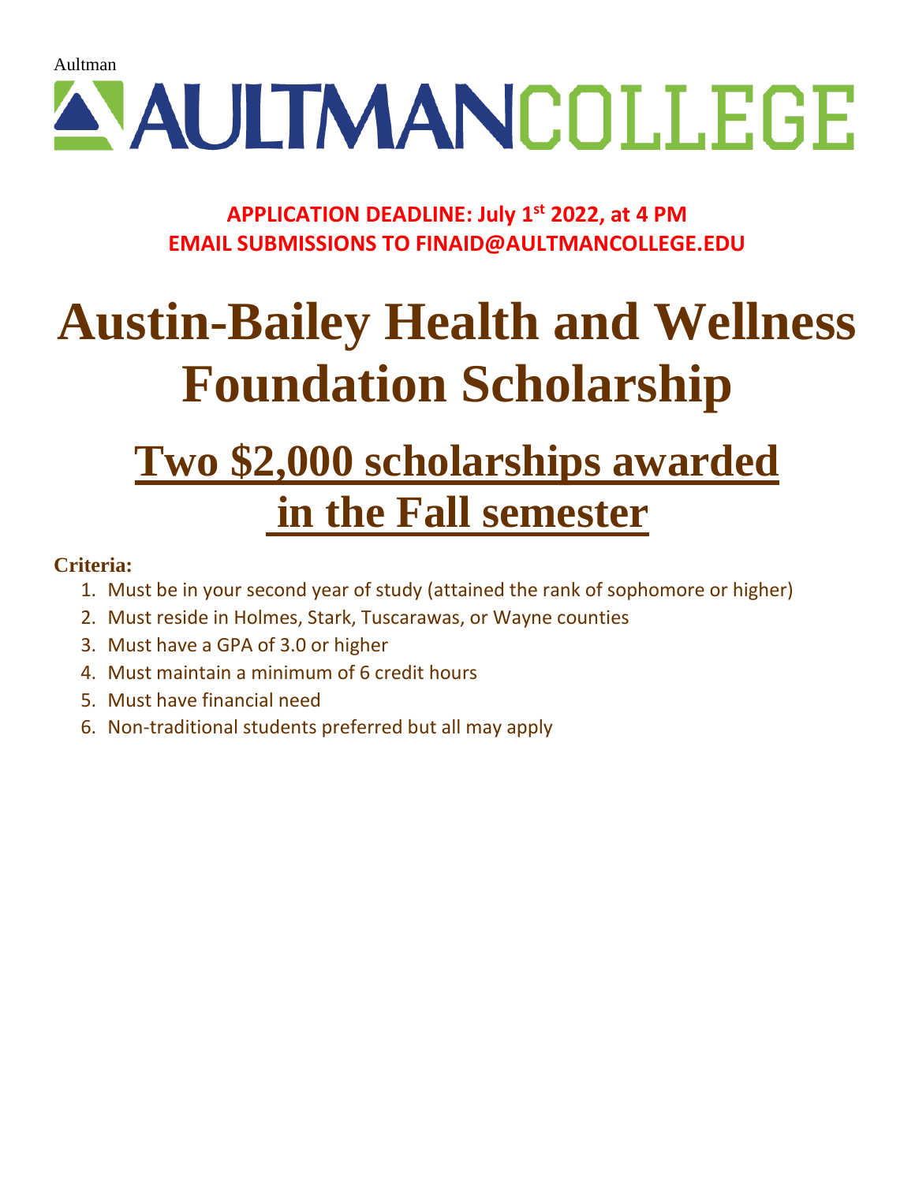Aultman

# AULTMANCOLLEGE

**APPLICATION DEADLINE: July 1st 2022, at 4 PM**
**EMAIL SUBMISSIONS TO FINAID@AULTMANCOLLEGE.EDU**

# Austin-Bailey Health and Wellness Foundation Scholarship

## Two $2,000 scholarships awarded in the Fall semester

**Criteria:**

1. Must be in your second year of study (attained the rank of sophomore or higher)
2. Must reside in Holmes, Stark, Tuscarawas, or Wayne counties
3. Must have a GPA of 3.0 or higher
4. Must maintain a minimum of 6 credit hours
5. Must have financial need
6. Non-traditional students preferred but all may apply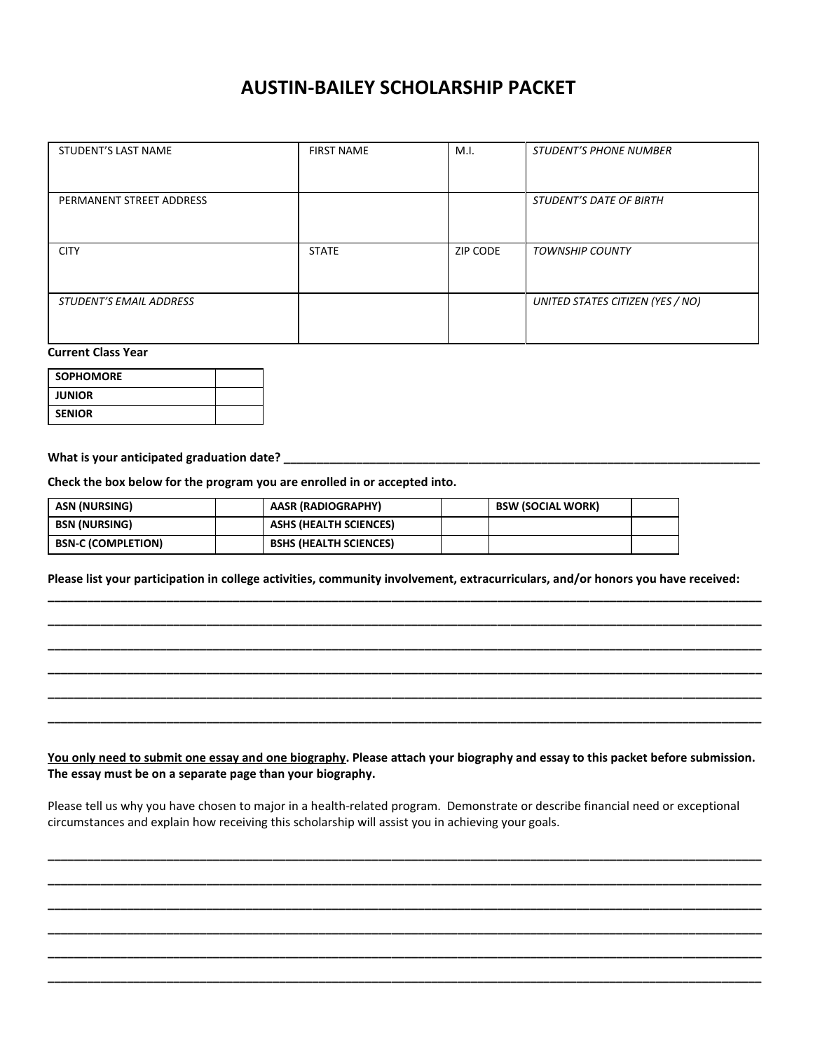# AUSTIN-BAILEY SCHOLARSHIP PACKET

| STUDENT'S LAST NAME | FIRST NAME | M.I. | *STUDENT'S PHONE NUMBER* |
|---|---|---|---|
| PERMANENT STREET ADDRESS | | | *STUDENT'S DATE OF BIRTH* |
| CITY | STATE | ZIP CODE | *TOWNSHIP COUNTY* |
| *STUDENT'S EMAIL ADDRESS* | | | *UNITED STATES CITIZEN (YES / NO)* |

**Current Class Year**

| | |
|---|---|
| **SOPHOMORE** | |
| **JUNIOR** | |
| **SENIOR** | |

**What is your anticipated graduation date?** ___________________________________________

**Check the box below for the program you are enrolled in or accepted into.**

| | | | | | |
|---|---|---|---|---|---|
| **ASN (NURSING)** | | **AASR (RADIOGRAPHY)** | | **BSW (SOCIAL WORK)** | |
| **BSN (NURSING)** | | **ASHS (HEALTH SCIENCES)** | | | |
| **BSN-C (COMPLETION)** | | **BSHS (HEALTH SCIENCES)** | | | |

**Please list your participation in college activities, community involvement, extracurriculars, and/or honors you have received:**

___________________________________________________________________________

___________________________________________________________________________

___________________________________________________________________________

___________________________________________________________________________

___________________________________________________________________________

___________________________________________________________________________

**<u>You only need to submit one essay and one biography</u>. Please attach your biography and essay to this packet before submission. The essay must be on a separate page than your biography.**

Please tell us why you have chosen to major in a health-related program. Demonstrate or describe financial need or exceptional circumstances and explain how receiving this scholarship will assist you in achieving your goals.

___________________________________________________________________________

___________________________________________________________________________

___________________________________________________________________________

___________________________________________________________________________

___________________________________________________________________________

___________________________________________________________________________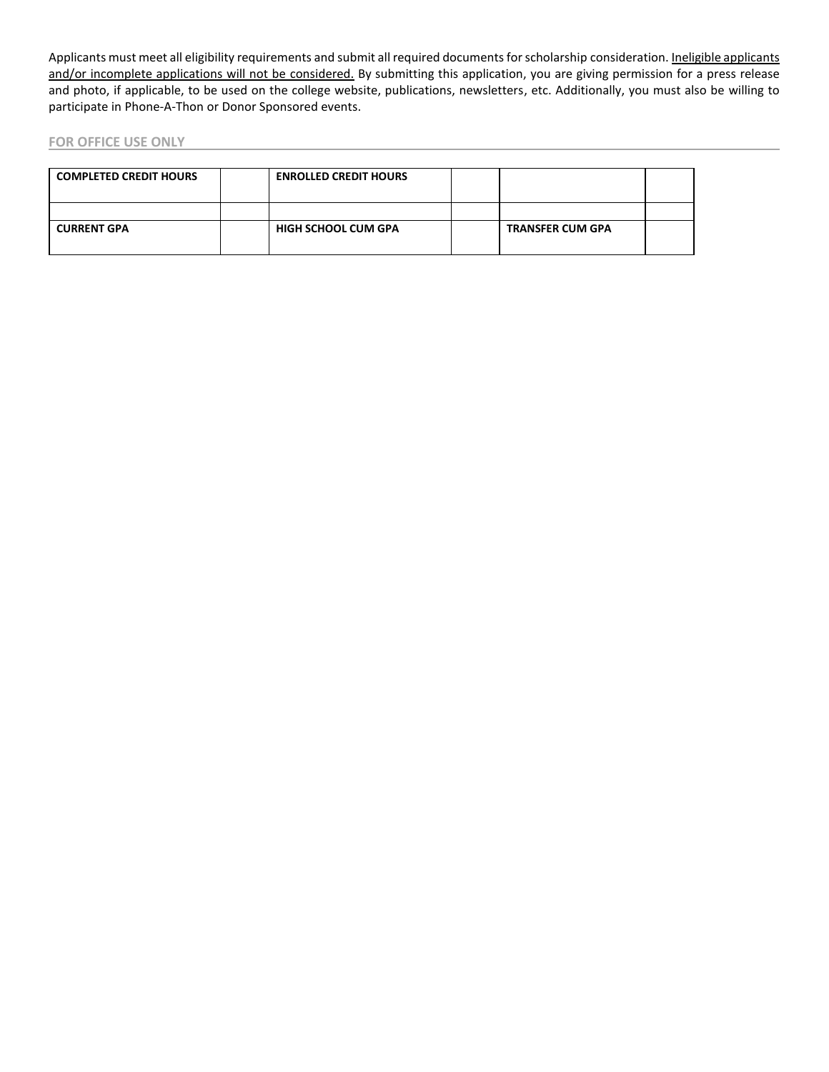Applicants must meet all eligibility requirements and submit all required documents for scholarship consideration. <u>Ineligible applicants and/or incomplete applications will not be considered.</u> By submitting this application, you are giving permission for a press release and photo, if applicable, to be used on the college website, publications, newsletters, etc. Additionally, you must also be willing to participate in Phone-A-Thon or Donor Sponsored events.

## FOR OFFICE USE ONLY

| | | | | | |
|---|---|---|---|---|---|
| **COMPLETED CREDIT HOURS** | | **ENROLLED CREDIT HOURS** | | | |
| | | | | | |
| **CURRENT GPA** | | **HIGH SCHOOL CUM GPA** | | **TRANSFER CUM GPA** | |